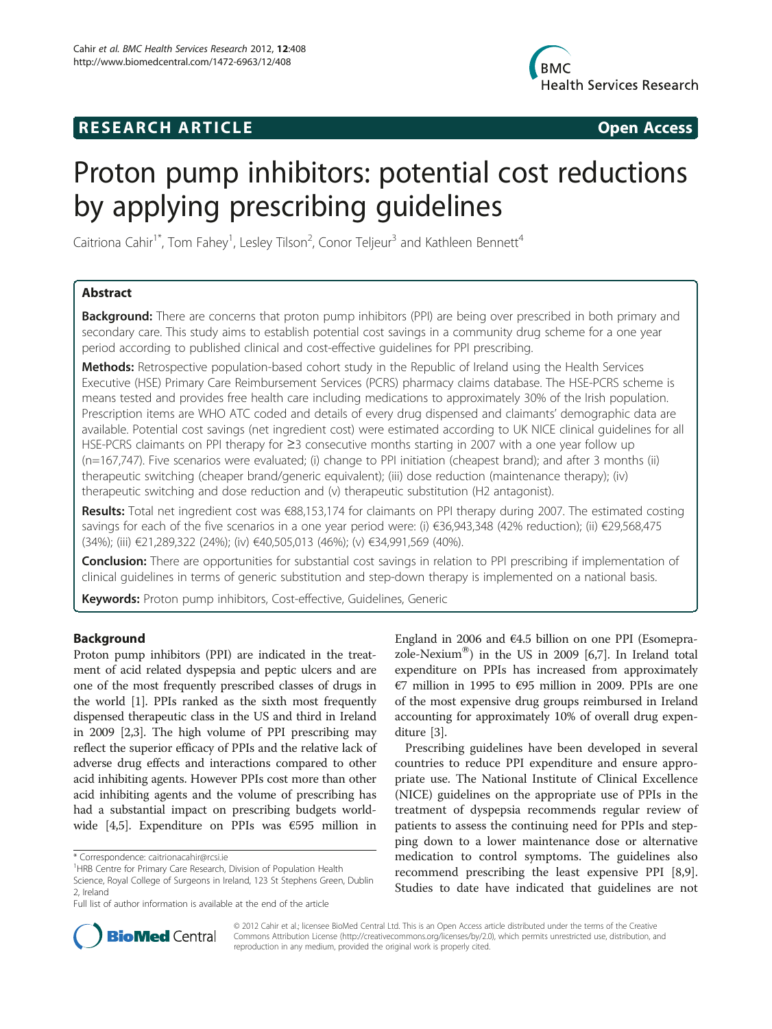**RESEARCH ARTICLE** **Open Access**

# Proton pump inhibitors: potential cost reductions by applying prescribing guidelines

Caitriona Cahir[1*], Tom Fahey[1], Lesley Tilson[2], Conor Teljeur[3] and Kathleen Bennett[4]

## Abstract

**Background:** There are concerns that proton pump inhibitors (PPI) are being over prescribed in both primary and secondary care. This study aims to establish potential cost savings in a community drug scheme for a one year period according to published clinical and cost-effective guidelines for PPI prescribing.

**Methods:** Retrospective population-based cohort study in the Republic of Ireland using the Health Services Executive (HSE) Primary Care Reimbursement Services (PCRS) pharmacy claims database. The HSE-PCRS scheme is means tested and provides free health care including medications to approximately 30% of the Irish population. Prescription items are WHO ATC coded and details of every drug dispensed and claimants' demographic data are available. Potential cost savings (net ingredient cost) were estimated according to UK NICE clinical guidelines for all HSE-PCRS claimants on PPI therapy for ≥3 consecutive months starting in 2007 with a one year follow up (n=167,747). Five scenarios were evaluated; (i) change to PPI initiation (cheapest brand); and after 3 months (ii) therapeutic switching (cheaper brand/generic equivalent); (iii) dose reduction (maintenance therapy); (iv) therapeutic switching and dose reduction and (v) therapeutic substitution (H2 antagonist).

**Results:** Total net ingredient cost was €88,153,174 for claimants on PPI therapy during 2007. The estimated costing savings for each of the five scenarios in a one year period were: (i) €36,943,348 (42% reduction); (ii) €29,568,475 (34%); (iii) €21,289,322 (24%); (iv) €40,505,013 (46%); (v) €34,991,569 (40%).

**Conclusion:** There are opportunities for substantial cost savings in relation to PPI prescribing if implementation of clinical guidelines in terms of generic substitution and step-down therapy is implemented on a national basis.

**Keywords:** Proton pump inhibitors, Cost-effective, Guidelines, Generic

## Background

Proton pump inhibitors (PPI) are indicated in the treatment of acid related dyspepsia and peptic ulcers and are one of the most frequently prescribed classes of drugs in the world [1]. PPIs ranked as the sixth most frequently dispensed therapeutic class in the US and third in Ireland in 2009 [2,3]. The high volume of PPI prescribing may reflect the superior efficacy of PPIs and the relative lack of adverse drug effects and interactions compared to other acid inhibiting agents. However PPIs cost more than other acid inhibiting agents and the volume of prescribing has had a substantial impact on prescribing budgets worldwide [4,5]. Expenditure on PPIs was €595 million in England in 2006 and €4.5 billion on one PPI (Esomeprazole-Nexium®) in the US in 2009 [6,7]. In Ireland total expenditure on PPIs has increased from approximately €7 million in 1995 to €95 million in 2009. PPIs are one of the most expensive drug groups reimbursed in Ireland accounting for approximately 10% of overall drug expenditure [3].

Prescribing guidelines have been developed in several countries to reduce PPI expenditure and ensure appropriate use. The National Institute of Clinical Excellence (NICE) guidelines on the appropriate use of PPIs in the treatment of dyspepsia recommends regular review of patients to assess the continuing need for PPIs and stepping down to a lower maintenance dose or alternative medication to control symptoms. The guidelines also recommend prescribing the least expensive PPI [8,9]. Studies to date have indicated that guidelines are not

\* Correspondence: caitrionacahir@rcsi.ie
[1]HRB Centre for Primary Care Research, Division of Population Health Science, Royal College of Surgeons in Ireland, 123 St Stephens Green, Dublin 2, Ireland
Full list of author information is available at the end of the article

© 2012 Cahir et al.; licensee BioMed Central Ltd. This is an Open Access article distributed under the terms of the Creative Commons Attribution License (http://creativecommons.org/licenses/by/2.0), which permits unrestricted use, distribution, and reproduction in any medium, provided the original work is properly cited.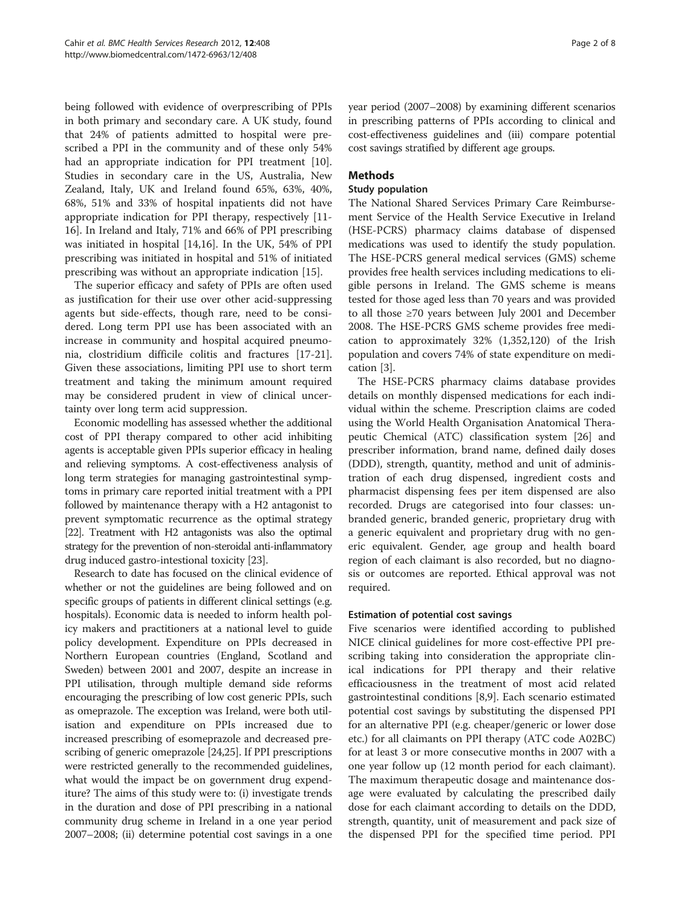being followed with evidence of overprescribing of PPIs in both primary and secondary care. A UK study, found that 24% of patients admitted to hospital were prescribed a PPI in the community and of these only 54% had an appropriate indication for PPI treatment [10]. Studies in secondary care in the US, Australia, New Zealand, Italy, UK and Ireland found 65%, 63%, 40%, 68%, 51% and 33% of hospital inpatients did not have appropriate indication for PPI therapy, respectively [11-16]. In Ireland and Italy, 71% and 66% of PPI prescribing was initiated in hospital [14,16]. In the UK, 54% of PPI prescribing was initiated in hospital and 51% of initiated prescribing was without an appropriate indication [15].

The superior efficacy and safety of PPIs are often used as justification for their use over other acid-suppressing agents but side-effects, though rare, need to be considered. Long term PPI use has been associated with an increase in community and hospital acquired pneumonia, clostridium difficile colitis and fractures [17-21]. Given these associations, limiting PPI use to short term treatment and taking the minimum amount required may be considered prudent in view of clinical uncertainty over long term acid suppression.

Economic modelling has assessed whether the additional cost of PPI therapy compared to other acid inhibiting agents is acceptable given PPIs superior efficacy in healing and relieving symptoms. A cost-effectiveness analysis of long term strategies for managing gastrointestinal symptoms in primary care reported initial treatment with a PPI followed by maintenance therapy with a H2 antagonist to prevent symptomatic recurrence as the optimal strategy [22]. Treatment with H2 antagonists was also the optimal strategy for the prevention of non-steroidal anti-inflammatory drug induced gastro-intestional toxicity [23].

Research to date has focused on the clinical evidence of whether or not the guidelines are being followed and on specific groups of patients in different clinical settings (e.g. hospitals). Economic data is needed to inform health policy makers and practitioners at a national level to guide policy development. Expenditure on PPIs decreased in Northern European countries (England, Scotland and Sweden) between 2001 and 2007, despite an increase in PPI utilisation, through multiple demand side reforms encouraging the prescribing of low cost generic PPIs, such as omeprazole. The exception was Ireland, were both utilisation and expenditure on PPIs increased due to increased prescribing of esomeprazole and decreased prescribing of generic omeprazole [24,25]. If PPI prescriptions were restricted generally to the recommended guidelines, what would the impact be on government drug expenditure? The aims of this study were to: (i) investigate trends in the duration and dose of PPI prescribing in a national community drug scheme in Ireland in a one year period 2007–2008; (ii) determine potential cost savings in a one year period (2007–2008) by examining different scenarios in prescribing patterns of PPIs according to clinical and cost-effectiveness guidelines and (iii) compare potential cost savings stratified by different age groups.

## Methods

### Study population

The National Shared Services Primary Care Reimbursement Service of the Health Service Executive in Ireland (HSE-PCRS) pharmacy claims database of dispensed medications was used to identify the study population. The HSE-PCRS general medical services (GMS) scheme provides free health services including medications to eligible persons in Ireland. The GMS scheme is means tested for those aged less than 70 years and was provided to all those ≥70 years between July 2001 and December 2008. The HSE-PCRS GMS scheme provides free medication to approximately 32% (1,352,120) of the Irish population and covers 74% of state expenditure on medication [3].

The HSE-PCRS pharmacy claims database provides details on monthly dispensed medications for each individual within the scheme. Prescription claims are coded using the World Health Organisation Anatomical Therapeutic Chemical (ATC) classification system [26] and prescriber information, brand name, defined daily doses (DDD), strength, quantity, method and unit of administration of each drug dispensed, ingredient costs and pharmacist dispensing fees per item dispensed are also recorded. Drugs are categorised into four classes: unbranded generic, branded generic, proprietary drug with a generic equivalent and proprietary drug with no generic equivalent. Gender, age group and health board region of each claimant is also recorded, but no diagnosis or outcomes are reported. Ethical approval was not required.

### Estimation of potential cost savings

Five scenarios were identified according to published NICE clinical guidelines for more cost-effective PPI prescribing taking into consideration the appropriate clinical indications for PPI therapy and their relative efficaciousness in the treatment of most acid related gastrointestinal conditions [8,9]. Each scenario estimated potential cost savings by substituting the dispensed PPI for an alternative PPI (e.g. cheaper/generic or lower dose etc.) for all claimants on PPI therapy (ATC code A02BC) for at least 3 or more consecutive months in 2007 with a one year follow up (12 month period for each claimant). The maximum therapeutic dosage and maintenance dosage were evaluated by calculating the prescribed daily dose for each claimant according to details on the DDD, strength, quantity, unit of measurement and pack size of the dispensed PPI for the specified time period. PPI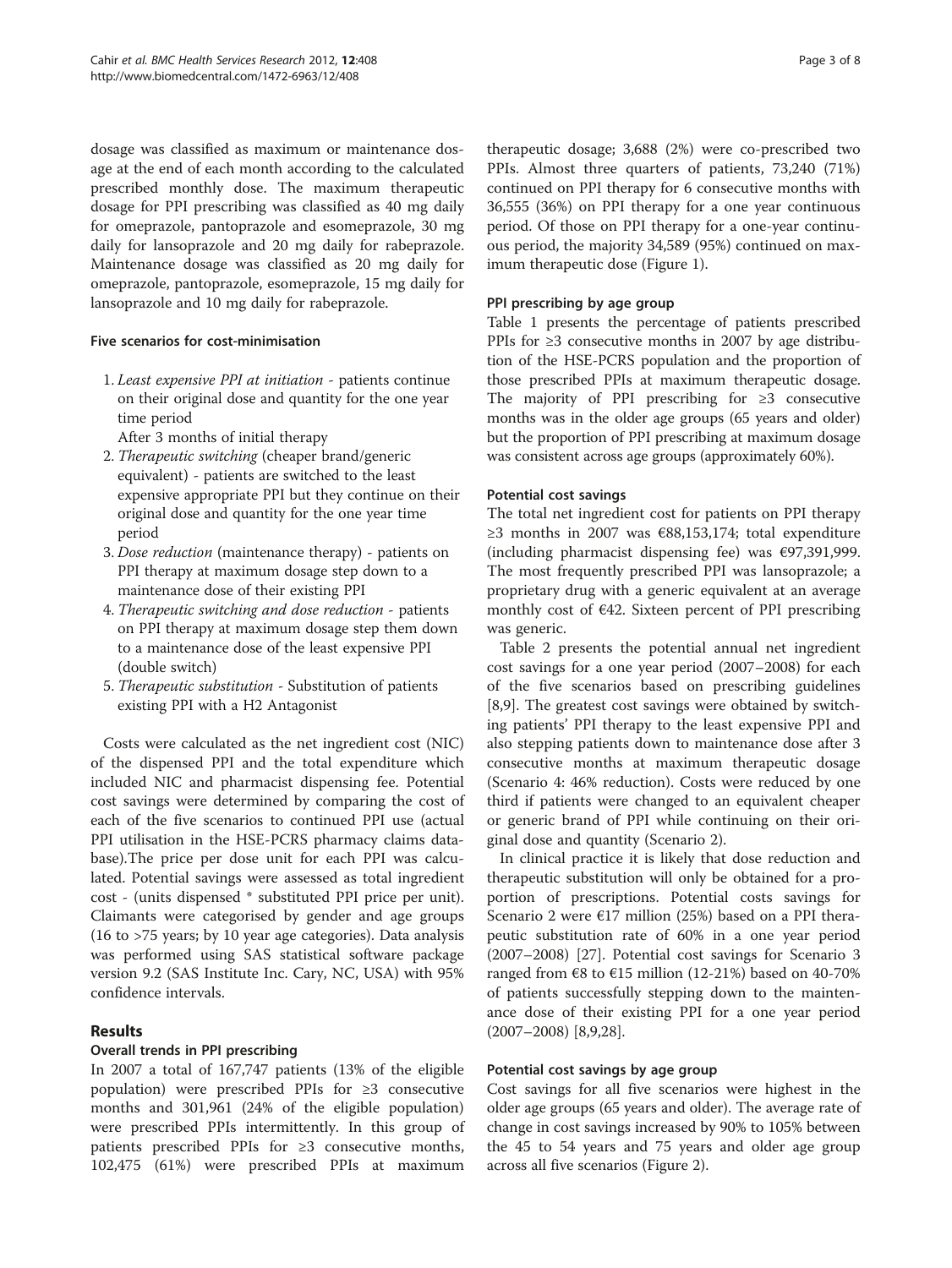dosage was classified as maximum or maintenance dosage at the end of each month according to the calculated prescribed monthly dose. The maximum therapeutic dosage for PPI prescribing was classified as 40 mg daily for omeprazole, pantoprazole and esomeprazole, 30 mg daily for lansoprazole and 20 mg daily for rabeprazole. Maintenance dosage was classified as 20 mg daily for omeprazole, pantoprazole, esomeprazole, 15 mg daily for lansoprazole and 10 mg daily for rabeprazole.

#### Five scenarios for cost-minimisation

1. *Least expensive PPI at initiation* - patients continue on their original dose and quantity for the one year time period

   After 3 months of initial therapy
2. *Therapeutic switching* (cheaper brand/generic equivalent) - patients are switched to the least expensive appropriate PPI but they continue on their original dose and quantity for the one year time period
3. *Dose reduction* (maintenance therapy) - patients on PPI therapy at maximum dosage step down to a maintenance dose of their existing PPI
4. *Therapeutic switching and dose reduction* - patients on PPI therapy at maximum dosage step them down to a maintenance dose of the least expensive PPI (double switch)
5. *Therapeutic substitution* - Substitution of patients existing PPI with a H2 Antagonist

Costs were calculated as the net ingredient cost (NIC) of the dispensed PPI and the total expenditure which included NIC and pharmacist dispensing fee. Potential cost savings were determined by comparing the cost of each of the five scenarios to continued PPI use (actual PPI utilisation in the HSE-PCRS pharmacy claims database).The price per dose unit for each PPI was calculated. Potential savings were assessed as total ingredient cost - (units dispensed * substituted PPI price per unit). Claimants were categorised by gender and age groups (16 to >75 years; by 10 year age categories). Data analysis was performed using SAS statistical software package version 9.2 (SAS Institute Inc. Cary, NC, USA) with 95% confidence intervals.

## Results

#### Overall trends in PPI prescribing

In 2007 a total of 167,747 patients (13% of the eligible population) were prescribed PPIs for ≥3 consecutive months and 301,961 (24% of the eligible population) were prescribed PPIs intermittently. In this group of patients prescribed PPIs for ≥3 consecutive months, 102,475 (61%) were prescribed PPIs at maximum therapeutic dosage; 3,688 (2%) were co-prescribed two PPIs. Almost three quarters of patients, 73,240 (71%) continued on PPI therapy for 6 consecutive months with 36,555 (36%) on PPI therapy for a one year continuous period. Of those on PPI therapy for a one-year continuous period, the majority 34,589 (95%) continued on maximum therapeutic dose (Figure 1).

#### PPI prescribing by age group

Table 1 presents the percentage of patients prescribed PPIs for ≥3 consecutive months in 2007 by age distribution of the HSE-PCRS population and the proportion of those prescribed PPIs at maximum therapeutic dosage. The majority of PPI prescribing for ≥3 consecutive months was in the older age groups (65 years and older) but the proportion of PPI prescribing at maximum dosage was consistent across age groups (approximately 60%).

#### Potential cost savings

The total net ingredient cost for patients on PPI therapy ≥3 months in 2007 was €88,153,174; total expenditure (including pharmacist dispensing fee) was €97,391,999. The most frequently prescribed PPI was lansoprazole; a proprietary drug with a generic equivalent at an average monthly cost of €42. Sixteen percent of PPI prescribing was generic.

Table 2 presents the potential annual net ingredient cost savings for a one year period (2007–2008) for each of the five scenarios based on prescribing guidelines [8,9]. The greatest cost savings were obtained by switching patients' PPI therapy to the least expensive PPI and also stepping patients down to maintenance dose after 3 consecutive months at maximum therapeutic dosage (Scenario 4: 46% reduction). Costs were reduced by one third if patients were changed to an equivalent cheaper or generic brand of PPI while continuing on their original dose and quantity (Scenario 2).

In clinical practice it is likely that dose reduction and therapeutic substitution will only be obtained for a proportion of prescriptions. Potential costs savings for Scenario 2 were €17 million (25%) based on a PPI therapeutic substitution rate of 60% in a one year period (2007–2008) [27]. Potential cost savings for Scenario 3 ranged from €8 to €15 million (12-21%) based on 40-70% of patients successfully stepping down to the maintenance dose of their existing PPI for a one year period (2007–2008) [8,9,28].

#### Potential cost savings by age group

Cost savings for all five scenarios were highest in the older age groups (65 years and older). The average rate of change in cost savings increased by 90% to 105% between the 45 to 54 years and 75 years and older age group across all five scenarios (Figure 2).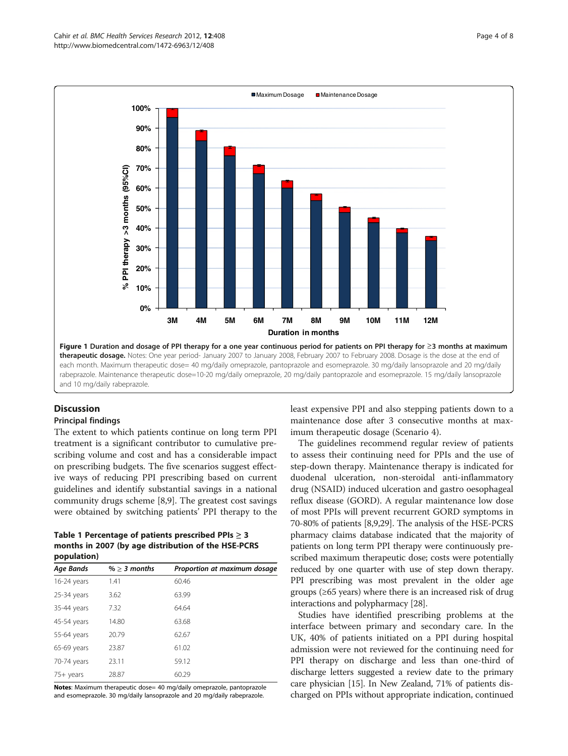Figure 1 Duration and dosage of PPI therapy for a one year continuous period for patients on PPI therapy for ≥3 months at maximum therapeutic dosage. Notes: One year period- January 2007 to January 2008, February 2007 to February 2008. Dosage is the dose at the end of each month. Maximum therapeutic dose= 40 mg/daily omeprazole, pantoprazole and esomeprazole. 30 mg/daily lansoprazole and 20 mg/daily rabeprazole. Maintenance therapeutic dose=10-20 mg/daily omeprazole, 20 mg/daily pantoprazole and esomeprazole. 15 mg/daily lansoprazole and 10 mg/daily rabeprazole.

## Discussion

### Principal findings

The extent to which patients continue on long term PPI treatment is a significant contributor to cumulative prescribing volume and cost and has a considerable impact on prescribing budgets. The five scenarios suggest effective ways of reducing PPI prescribing based on current guidelines and identify substantial savings in a national community drugs scheme [8,9]. The greatest cost savings were obtained by switching patients' PPI therapy to the least expensive PPI and also stepping patients down to a maintenance dose after 3 consecutive months at maximum therapeutic dosage (Scenario 4).

**Table 1 Percentage of patients prescribed PPIs ≥ 3 months in 2007 (by age distribution of the HSE-PCRS population)**

| *Age Bands* | *% ≥ 3 months* | *Proportion at maximum dosage* |
|---|---|---|
| 16-24 years | 1.41 | 60.46 |
| 25-34 years | 3.62 | 63.99 |
| 35-44 years | 7.32 | 64.64 |
| 45-54 years | 14.80 | 63.68 |
| 55-64 years | 20.79 | 62.67 |
| 65-69 years | 23.87 | 61.02 |
| 70-74 years | 23.11 | 59.12 |
| 75+ years | 28.87 | 60.29 |

**Notes**: Maximum therapeutic dose= 40 mg/daily omeprazole, pantoprazole and esomeprazole. 30 mg/daily lansoprazole and 20 mg/daily rabeprazole.

The guidelines recommend regular review of patients to assess their continuing need for PPIs and the use of step-down therapy. Maintenance therapy is indicated for duodenal ulceration, non-steroidal anti-inflammatory drug (NSAID) induced ulceration and gastro oesophageal reflux disease (GORD). A regular maintenance low dose of most PPIs will prevent recurrent GORD symptoms in 70-80% of patients [8,9,29]. The analysis of the HSE-PCRS pharmacy claims database indicated that the majority of patients on long term PPI therapy were continuously prescribed maximum therapeutic dose; costs were potentially reduced by one quarter with use of step down therapy. PPI prescribing was most prevalent in the older age groups (≥65 years) where there is an increased risk of drug interactions and polypharmacy [28].

Studies have identified prescribing problems at the interface between primary and secondary care. In the UK, 40% of patients initiated on a PPI during hospital admission were not reviewed for the continuing need for PPI therapy on discharge and less than one-third of discharge letters suggested a review date to the primary care physician [15]. In New Zealand, 71% of patients discharged on PPIs without appropriate indication, continued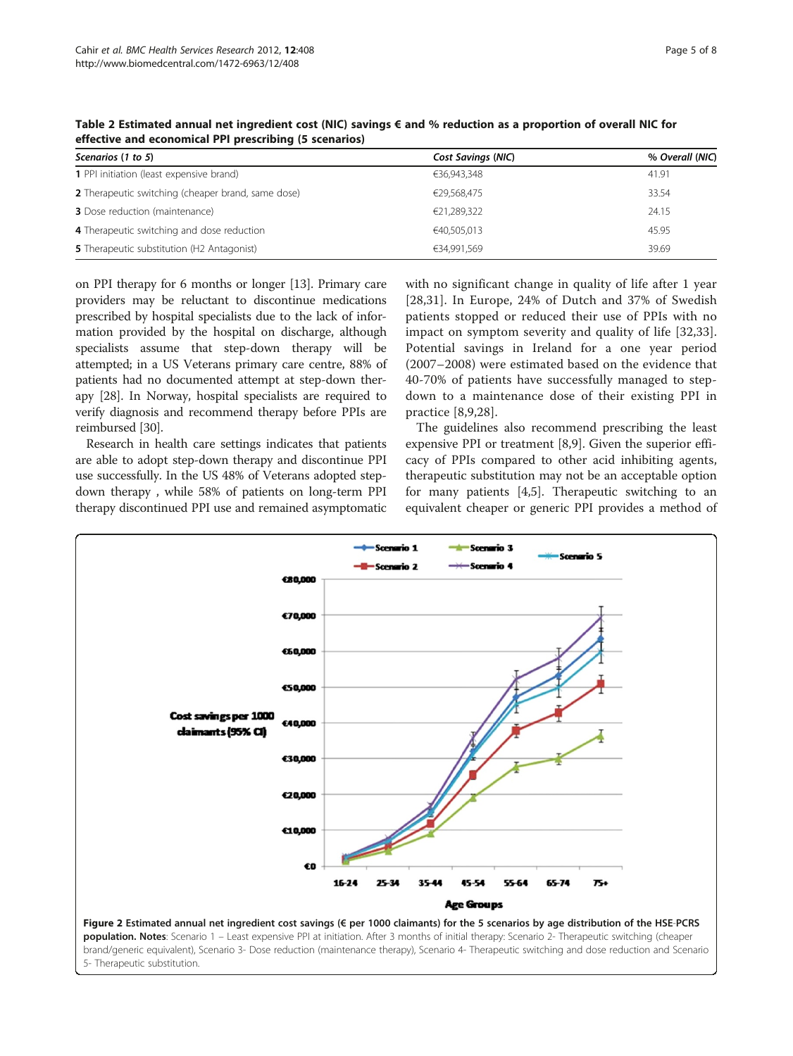**Table 2 Estimated annual net ingredient cost (NIC) savings € and % reduction as a proportion of overall NIC for effective and economical PPI prescribing (5 scenarios)**

| *Scenarios (1 to 5)* | *Cost Savings (NIC)* | *% Overall (NIC)* |
|---|---|---|
| **1** PPI initiation (least expensive brand) | €36,943,348 | 41.91 |
| **2** Therapeutic switching (cheaper brand, same dose) | €29,568,475 | 33.54 |
| **3** Dose reduction (maintenance) | €21,289,322 | 24.15 |
| **4** Therapeutic switching and dose reduction | €40,505,013 | 45.95 |
| **5** Therapeutic substitution (H2 Antagonist) | €34,991,569 | 39.69 |

on PPI therapy for 6 months or longer [13]. Primary care providers may be reluctant to discontinue medications prescribed by hospital specialists due to the lack of information provided by the hospital on discharge, although specialists assume that step-down therapy will be attempted; in a US Veterans primary care centre, 88% of patients had no documented attempt at step-down therapy [28]. In Norway, hospital specialists are required to verify diagnosis and recommend therapy before PPIs are reimbursed [30].

Research in health care settings indicates that patients are able to adopt step-down therapy and discontinue PPI use successfully. In the US 48% of Veterans adopted step-down therapy , while 58% of patients on long-term PPI therapy discontinued PPI use and remained asymptomatic with no significant change in quality of life after 1 year [28,31]. In Europe, 24% of Dutch and 37% of Swedish patients stopped or reduced their use of PPIs with no impact on symptom severity and quality of life [32,33]. Potential savings in Ireland for a one year period (2007–2008) were estimated based on the evidence that 40-70% of patients have successfully managed to step-down to a maintenance dose of their existing PPI in practice [8,9,28].

The guidelines also recommend prescribing the least expensive PPI or treatment [8,9]. Given the superior efficacy of PPIs compared to other acid inhibiting agents, therapeutic substitution may not be an acceptable option for many patients [4,5]. Therapeutic switching to an equivalent cheaper or generic PPI provides a method of

**Figure 2 Estimated annual net ingredient cost savings (€ per 1000 claimants) for the 5 scenarios by age distribution of the HSE-PCRS population. Notes**: Scenario 1 – Least expensive PPI at initiation. After 3 months of initial therapy: Scenario 2- Therapeutic switching (cheaper brand/generic equivalent), Scenario 3- Dose reduction (maintenance therapy), Scenario 4- Therapeutic switching and dose reduction and Scenario 5- Therapeutic substitution.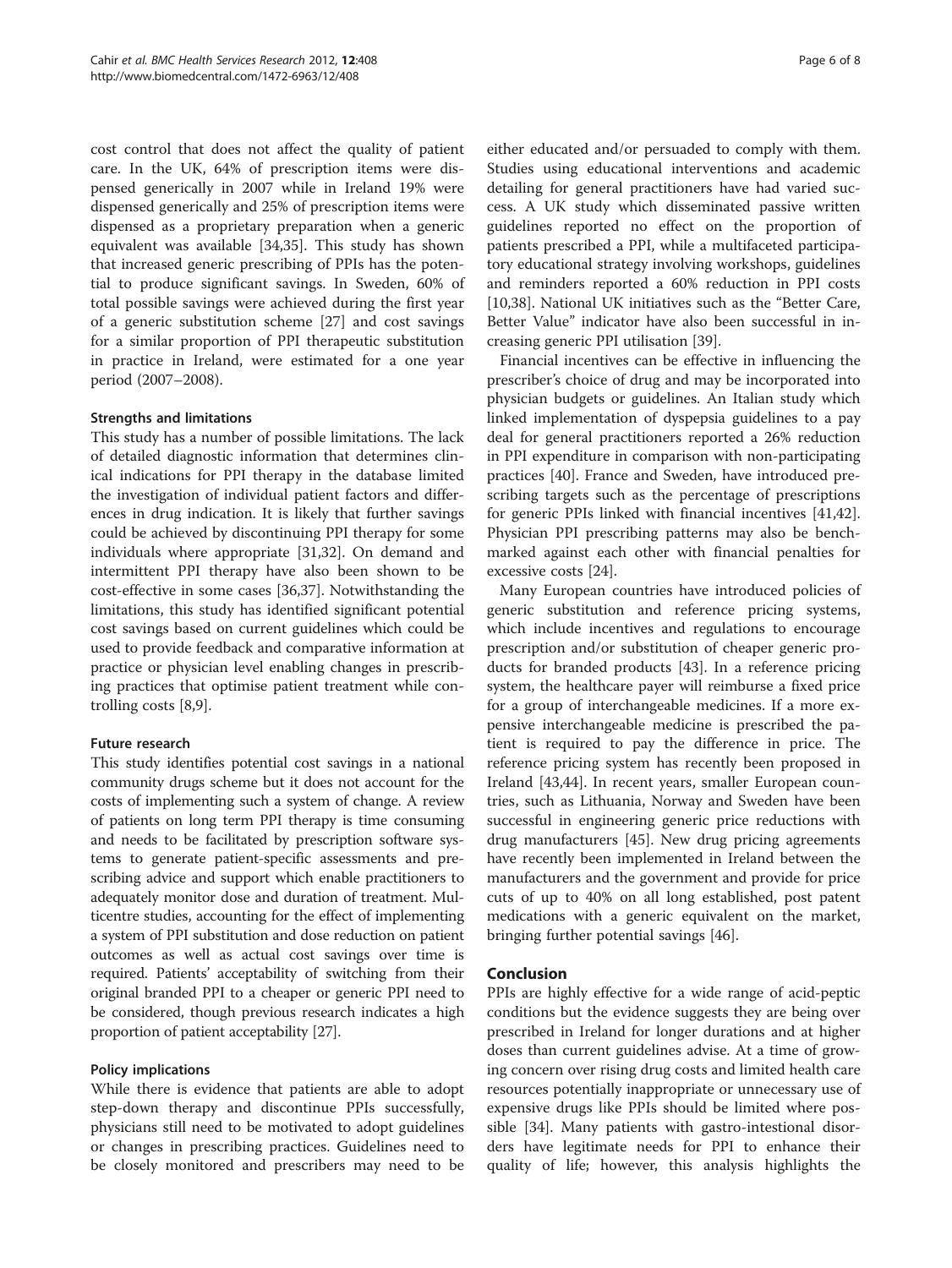cost control that does not affect the quality of patient care. In the UK, 64% of prescription items were dispensed generically in 2007 while in Ireland 19% were dispensed generically and 25% of prescription items were dispensed as a proprietary preparation when a generic equivalent was available [34,35]. This study has shown that increased generic prescribing of PPIs has the potential to produce significant savings. In Sweden, 60% of total possible savings were achieved during the first year of a generic substitution scheme [27] and cost savings for a similar proportion of PPI therapeutic substitution in practice in Ireland, were estimated for a one year period (2007–2008).

### Strengths and limitations

This study has a number of possible limitations. The lack of detailed diagnostic information that determines clinical indications for PPI therapy in the database limited the investigation of individual patient factors and differences in drug indication. It is likely that further savings could be achieved by discontinuing PPI therapy for some individuals where appropriate [31,32]. On demand and intermittent PPI therapy have also been shown to be cost-effective in some cases [36,37]. Notwithstanding the limitations, this study has identified significant potential cost savings based on current guidelines which could be used to provide feedback and comparative information at practice or physician level enabling changes in prescribing practices that optimise patient treatment while controlling costs [8,9].

### Future research

This study identifies potential cost savings in a national community drugs scheme but it does not account for the costs of implementing such a system of change. A review of patients on long term PPI therapy is time consuming and needs to be facilitated by prescription software systems to generate patient-specific assessments and prescribing advice and support which enable practitioners to adequately monitor dose and duration of treatment. Multicentre studies, accounting for the effect of implementing a system of PPI substitution and dose reduction on patient outcomes as well as actual cost savings over time is required. Patients' acceptability of switching from their original branded PPI to a cheaper or generic PPI need to be considered, though previous research indicates a high proportion of patient acceptability [27].

### Policy implications

While there is evidence that patients are able to adopt step-down therapy and discontinue PPIs successfully, physicians still need to be motivated to adopt guidelines or changes in prescribing practices. Guidelines need to be closely monitored and prescribers may need to be either educated and/or persuaded to comply with them. Studies using educational interventions and academic detailing for general practitioners have had varied success. A UK study which disseminated passive written guidelines reported no effect on the proportion of patients prescribed a PPI, while a multifaceted participatory educational strategy involving workshops, guidelines and reminders reported a 60% reduction in PPI costs [10,38]. National UK initiatives such as the "Better Care, Better Value" indicator have also been successful in increasing generic PPI utilisation [39].

Financial incentives can be effective in influencing the prescriber's choice of drug and may be incorporated into physician budgets or guidelines. An Italian study which linked implementation of dyspepsia guidelines to a pay deal for general practitioners reported a 26% reduction in PPI expenditure in comparison with non-participating practices [40]. France and Sweden, have introduced prescribing targets such as the percentage of prescriptions for generic PPIs linked with financial incentives [41,42]. Physician PPI prescribing patterns may also be benchmarked against each other with financial penalties for excessive costs [24].

Many European countries have introduced policies of generic substitution and reference pricing systems, which include incentives and regulations to encourage prescription and/or substitution of cheaper generic products for branded products [43]. In a reference pricing system, the healthcare payer will reimburse a fixed price for a group of interchangeable medicines. If a more expensive interchangeable medicine is prescribed the patient is required to pay the difference in price. The reference pricing system has recently been proposed in Ireland [43,44]. In recent years, smaller European countries, such as Lithuania, Norway and Sweden have been successful in engineering generic price reductions with drug manufacturers [45]. New drug pricing agreements have recently been implemented in Ireland between the manufacturers and the government and provide for price cuts of up to 40% on all long established, post patent medications with a generic equivalent on the market, bringing further potential savings [46].

## Conclusion

PPIs are highly effective for a wide range of acid-peptic conditions but the evidence suggests they are being over prescribed in Ireland for longer durations and at higher doses than current guidelines advise. At a time of growing concern over rising drug costs and limited health care resources potentially inappropriate or unnecessary use of expensive drugs like PPIs should be limited where possible [34]. Many patients with gastro-intestional disorders have legitimate needs for PPI to enhance their quality of life; however, this analysis highlights the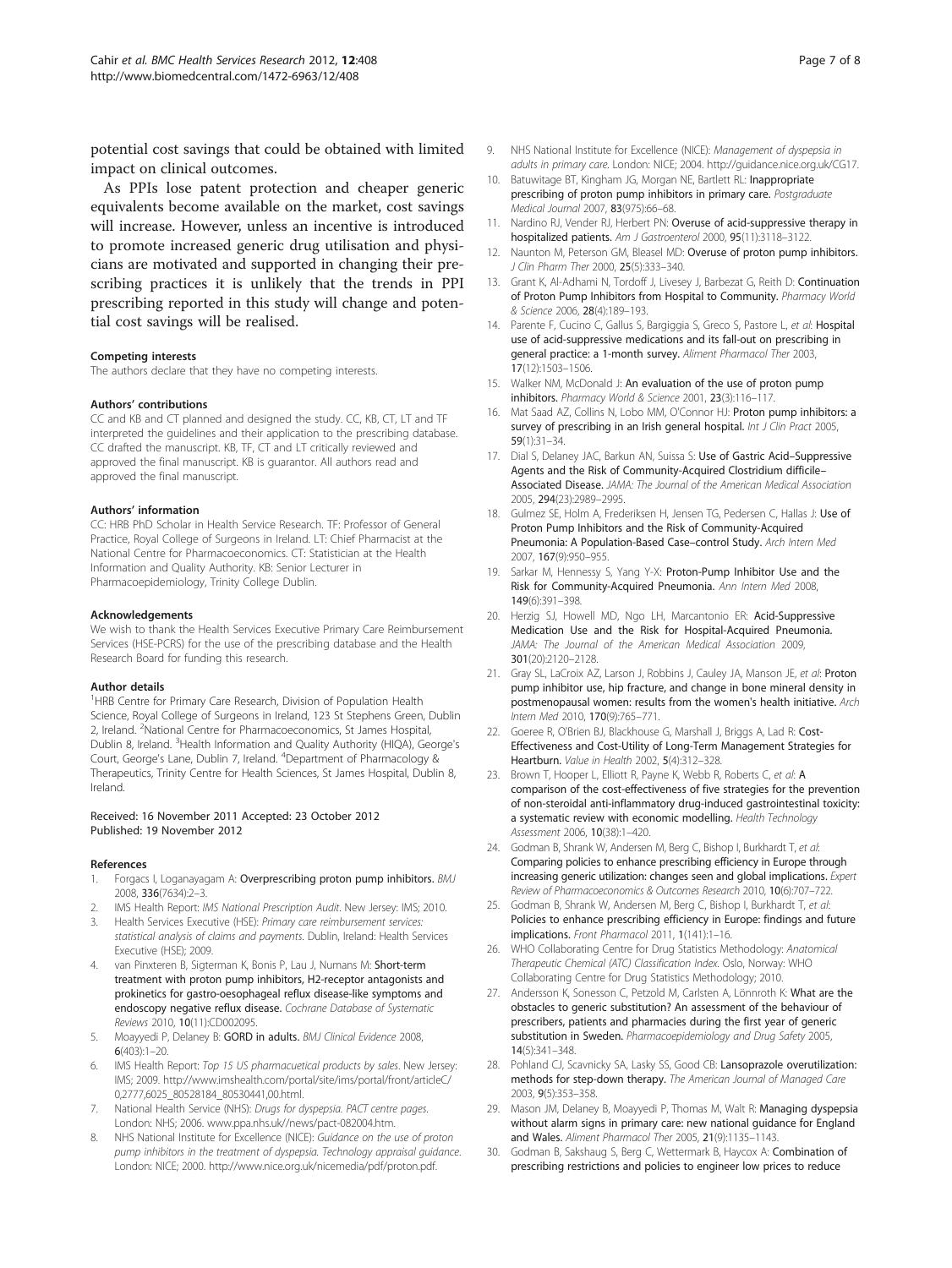potential cost savings that could be obtained with limited impact on clinical outcomes.

As PPIs lose patent protection and cheaper generic equivalents become available on the market, cost savings will increase. However, unless an incentive is introduced to promote increased generic drug utilisation and physicians are motivated and supported in changing their prescribing practices it is unlikely that the trends in PPI prescribing reported in this study will change and potential cost savings will be realised.

#### Competing interests
The authors declare that they have no competing interests.

#### Authors' contributions
CC and KB and CT planned and designed the study. CC, KB, CT, LT and TF interpreted the guidelines and their application to the prescribing database. CC drafted the manuscript. KB, TF, CT and LT critically reviewed and approved the final manuscript. KB is guarantor. All authors read and approved the final manuscript.

#### Authors' information
CC: HRB PhD Scholar in Health Service Research. TF: Professor of General Practice, Royal College of Surgeons in Ireland. LT: Chief Pharmacist at the National Centre for Pharmacoeconomics. CT: Statistician at the Health Information and Quality Authority. KB: Senior Lecturer in Pharmacoepidemiology, Trinity College Dublin.

#### Acknowledgements
We wish to thank the Health Services Executive Primary Care Reimbursement Services (HSE-PCRS) for the use of the prescribing database and the Health Research Board for funding this research.

#### Author details
[1]HRB Centre for Primary Care Research, Division of Population Health Science, Royal College of Surgeons in Ireland, 123 St Stephens Green, Dublin 2, Ireland. [2]National Centre for Pharmacoeconomics, St James Hospital, Dublin 8, Ireland. [3]Health Information and Quality Authority (HIQA), George's Court, George's Lane, Dublin 7, Ireland. [4]Department of Pharmacology & Therapeutics, Trinity Centre for Health Sciences, St James Hospital, Dublin 8, Ireland.

Received: 16 November 2011 Accepted: 23 October 2012
Published: 19 November 2012

#### References

1. Forgacs I, Loganayagam A: **Overprescribing proton pump inhibitors.** *BMJ* 2008, **336**(7634):2–3.
2. IMS Health Report: *IMS National Prescription Audit*. New Jersey: IMS; 2010.
3. Health Services Executive (HSE): *Primary care reimbursement services: statistical analysis of claims and payments.* Dublin, Ireland: Health Services Executive (HSE); 2009.
4. van Pinxteren B, Sigterman K, Bonis P, Lau J, Numans M: **Short-term treatment with proton pump inhibitors, H2-receptor antagonists and prokinetics for gastro-oesophageal reflux disease-like symptoms and endoscopy negative reflux disease.** *Cochrane Database of Systematic Reviews* 2010, **10**(11):CD002095.
5. Moayyedi P, Delaney B: **GORD in adults.** *BMJ Clinical Evidence* 2008, **6**(403):1–20.
6. IMS Health Report: *Top 15 US pharmaceutical products by sales*. New Jersey: IMS; 2009. http://www.imshealth.com/portal/site/ims/portal/front/articleC/0,2777,6025_80528184_80530441,00.html.
7. National Health Service (NHS): *Drugs for dyspepsia. PACT centre pages.* London: NHS; 2006. www.ppa.nhs.uk//news/pact-082004.htm.
8. NHS National Institute for Excellence (NICE): *Guidance on the use of proton pump inhibitors in the treatment of dyspepsia. Technology appraisal guidance.* London: NICE; 2000. http://www.nice.org.uk/nicemedia/pdf/proton.pdf.
9. NHS National Institute for Excellence (NICE): *Management of dyspepsia in adults in primary care.* London: NICE; 2004. http://guidance.nice.org.uk/CG17.
10. Batuwitage BT, Kingham JG, Morgan NE, Bartlett RL: **Inappropriate prescribing of proton pump inhibitors in primary care.** *Postgraduate Medical Journal* 2007, **83**(975):66–68.
11. Nardino RJ, Vender RJ, Herbert PN: **Overuse of acid-suppressive therapy in hospitalized patients.** *Am J Gastroenterol* 2000, **95**(11):3118–3122.
12. Naunton M, Peterson GM, Bleasel MD: **Overuse of proton pump inhibitors.** *J Clin Pharm Ther* 2000, **25**(5):333–340.
13. Grant K, Al-Adhami N, Tordoff J, Livesey J, Barbezat G, Reith D: **Continuation of Proton Pump Inhibitors from Hospital to Community.** *Pharmacy World & Science* 2006, **28**(4):189–193.
14. Parente F, Cucino C, Gallus S, Bargiggia S, Greco S, Pastore L, *et al*: **Hospital use of acid-suppressive medications and its fall-out on prescribing in general practice: a 1-month survey.** *Aliment Pharmacol Ther* 2003, **17**(12):1503–1506.
15. Walker NM, McDonald J: **An evaluation of the use of proton pump inhibitors.** *Pharmacy World & Science* 2001, **23**(3):116–117.
16. Mat Saad AZ, Collins N, Lobo MM, O'Connor HJ: **Proton pump inhibitors: a survey of prescribing in an Irish general hospital.** *Int J Clin Pract* 2005, **59**(1):31–34.
17. Dial S, Delaney JAC, Barkun AN, Suissa S: **Use of Gastric Acid–Suppressive Agents and the Risk of Community-Acquired Clostridium difficile–Associated Disease.** *JAMA: The Journal of the American Medical Association* 2005, **294**(23):2989–2995.
18. Gulmez SE, Holm A, Frederiksen H, Jensen TG, Pedersen C, Hallas J: **Use of Proton Pump Inhibitors and the Risk of Community-Acquired Pneumonia: A Population-Based Case–control Study.** *Arch Intern Med* 2007, **167**(9):950–955.
19. Sarkar M, Hennessy S, Yang Y-X: **Proton-Pump Inhibitor Use and the Risk for Community-Acquired Pneumonia.** *Ann Intern Med* 2008, **149**(6):391–398.
20. Herzig SJ, Howell MD, Ngo LH, Marcantonio ER: **Acid-Suppressive Medication Use and the Risk for Hospital-Acquired Pneumonia.** *JAMA: The Journal of the American Medical Association* 2009, **301**(20):2120–2128.
21. Gray SL, LaCroix AZ, Larson J, Robbins J, Cauley JA, Manson JE, *et al*: **Proton pump inhibitor use, hip fracture, and change in bone mineral density in postmenopausal women: results from the women's health initiative.** *Arch Intern Med* 2010, **170**(9):765–771.
22. Goeree R, O'Brien BJ, Blackhouse G, Marshall J, Briggs A, Lad R: **Cost-Effectiveness and Cost-Utility of Long-Term Management Strategies for Heartburn.** *Value in Health* 2002, **5**(4):312–328.
23. Brown T, Hooper L, Elliott R, Payne K, Webb R, Roberts C, *et al*: **A comparison of the cost-effectiveness of five strategies for the prevention of non-steroidal anti-inflammatory drug-induced gastrointestinal toxicity: a systematic review with economic modelling.** *Health Technology Assessment* 2006, **10**(38):1–420.
24. Godman B, Shrank W, Andersen M, Berg C, Bishop I, Burkhardt T, *et al*: **Comparing policies to enhance prescribing efficiency in Europe through increasing generic utilization: changes seen and global implications.** *Expert Review of Pharmacoeconomics & Outcomes Research* 2010, **10**(6):707–722.
25. Godman B, Shrank W, Andersen M, Berg C, Bishop I, Burkhardt T, *et al*: **Policies to enhance prescribing efficiency in Europe: findings and future implications.** *Front Pharmacol* 2011, **1**(141):1–16.
26. WHO Collaborating Centre for Drug Statistics Methodology: *Anatomical Therapeutic Chemical (ATC) Classification Index.* Oslo, Norway: WHO Collaborating Centre for Drug Statistics Methodology; 2010.
27. Andersson K, Sonesson C, Petzold M, Carlsten A, Lönnroth K: **What are the obstacles to generic substitution? An assessment of the behaviour of prescribers, patients and pharmacies during the first year of generic substitution in Sweden.** *Pharmacoepidemiology and Drug Safety* 2005, **14**(5):341–348.
28. Pohland CJ, Scavnicky SA, Lasky SS, Good CB: **Lansoprazole overutilization: methods for step-down therapy.** *The American Journal of Managed Care* 2003, **9**(5):353–358.
29. Mason JM, Delaney B, Moayyedi P, Thomas M, Walt R: **Managing dyspepsia without alarm signs in primary care: new national guidance for England and Wales.** *Aliment Pharmacol Ther* 2005, **21**(9):1135–1143.
30. Godman B, Sakshaug S, Berg C, Wettermark B, Haycox A: **Combination of prescribing restrictions and policies to engineer low prices to reduce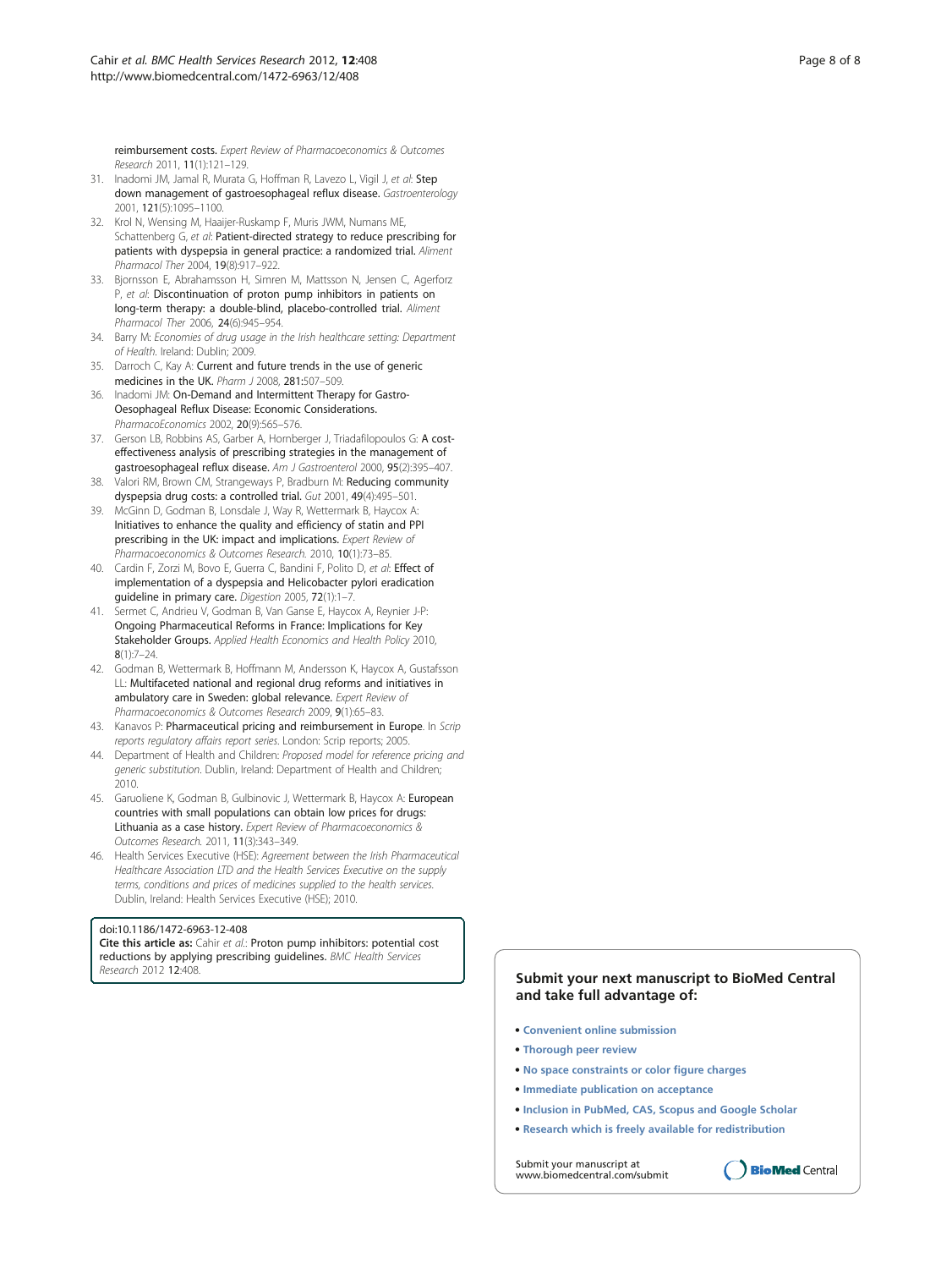reimbursement costs. *Expert Review of Pharmacoeconomics & Outcomes Research* 2011, **11**(1):121–129.

31. Inadomi JM, Jamal R, Murata G, Hoffman R, Lavezo L, Vigil J, *et al*: **Step down management of gastroesophageal reflux disease.** *Gastroenterology* 2001, **121**(5):1095–1100.
32. Krol N, Wensing M, Haaijer-Ruskamp F, Muris JWM, Numans ME, Schattenberg G, *et al*: **Patient-directed strategy to reduce prescribing for patients with dyspepsia in general practice: a randomized trial.** *Aliment Pharmacol Ther* 2004, **19**(8):917–922.
33. Bjornsson E, Abrahamsson H, Simren M, Mattsson N, Jensen C, Agerforz P, *et al*: **Discontinuation of proton pump inhibitors in patients on long-term therapy: a double-blind, placebo-controlled trial.** *Aliment Pharmacol Ther* 2006, **24**(6):945–954.
34. Barry M: *Economies of drug usage in the Irish healthcare setting: Department of Health*. Ireland: Dublin; 2009.
35. Darroch C, Kay A: **Current and future trends in the use of generic medicines in the UK.** *Pharm J* 2008, **281**:507–509.
36. Inadomi JM: **On-Demand and Intermittent Therapy for Gastro-Oesophageal Reflux Disease: Economic Considerations.** *PharmacoEconomics* 2002, **20**(9):565–576.
37. Gerson LB, Robbins AS, Garber A, Hornberger J, Triadafilopoulos G: **A cost-effectiveness analysis of prescribing strategies in the management of gastroesophageal reflux disease.** *Am J Gastroenterol* 2000, **95**(2):395–407.
38. Valori RM, Brown CM, Strangeways P, Bradburn M: **Reducing community dyspepsia drug costs: a controlled trial.** *Gut* 2001, **49**(4):495–501.
39. McGinn D, Godman B, Lonsdale J, Way R, Wettermark B, Haycox A: **Initiatives to enhance the quality and efficiency of statin and PPI prescribing in the UK: impact and implications.** *Expert Review of Pharmacoeconomics & Outcomes Research.* 2010, **10**(1):73–85.
40. Cardin F, Zorzi M, Bovo E, Guerra C, Bandini F, Polito D, *et al*: **Effect of implementation of a dyspepsia and Helicobacter pylori eradication guideline in primary care.** *Digestion* 2005, **72**(1):1–7.
41. Sermet C, Andrieu V, Godman B, Van Ganse E, Haycox A, Reynier J-P: **Ongoing Pharmaceutical Reforms in France: Implications for Key Stakeholder Groups.** *Applied Health Economics and Health Policy* 2010, **8**(1):7–24.
42. Godman B, Wettermark B, Hoffmann M, Andersson K, Haycox A, Gustafsson LL: **Multifaceted national and regional drug reforms and initiatives in ambulatory care in Sweden: global relevance.** *Expert Review of Pharmacoeconomics & Outcomes Research* 2009, **9**(1):65–83.
43. Kanavos P: **Pharmaceutical pricing and reimbursement in Europe**. In *Scrip reports regulatory affairs report series*. London: Scrip reports; 2005.
44. Department of Health and Children: *Proposed model for reference pricing and generic substitution*. Dublin, Ireland: Department of Health and Children; 2010.
45. Garuoliene K, Godman B, Gulbinovic J, Wettermark B, Haycox A: **European countries with small populations can obtain low prices for drugs: Lithuania as a case history.** *Expert Review of Pharmacoeconomics & Outcomes Research.* 2011, **11**(3):343–349.
46. Health Services Executive (HSE): *Agreement between the Irish Pharmaceutical Healthcare Association LTD and the Health Services Executive on the supply terms, conditions and prices of medicines supplied to the health services*. Dublin, Ireland: Health Services Executive (HSE); 2010.

doi:10.1186/1472-6963-12-408

**Cite this article as:** Cahir *et al.*: Proton pump inhibitors: potential cost reductions by applying prescribing guidelines. *BMC Health Services Research* 2012 **12**:408.

**Submit your next manuscript to BioMed Central and take full advantage of:**

- **Convenient online submission**
- **Thorough peer review**
- **No space constraints or color figure charges**
- **Immediate publication on acceptance**
- **Inclusion in PubMed, CAS, Scopus and Google Scholar**
- **Research which is freely available for redistribution**

Submit your manuscript at
www.biomedcentral.com/submit

BioMed Central